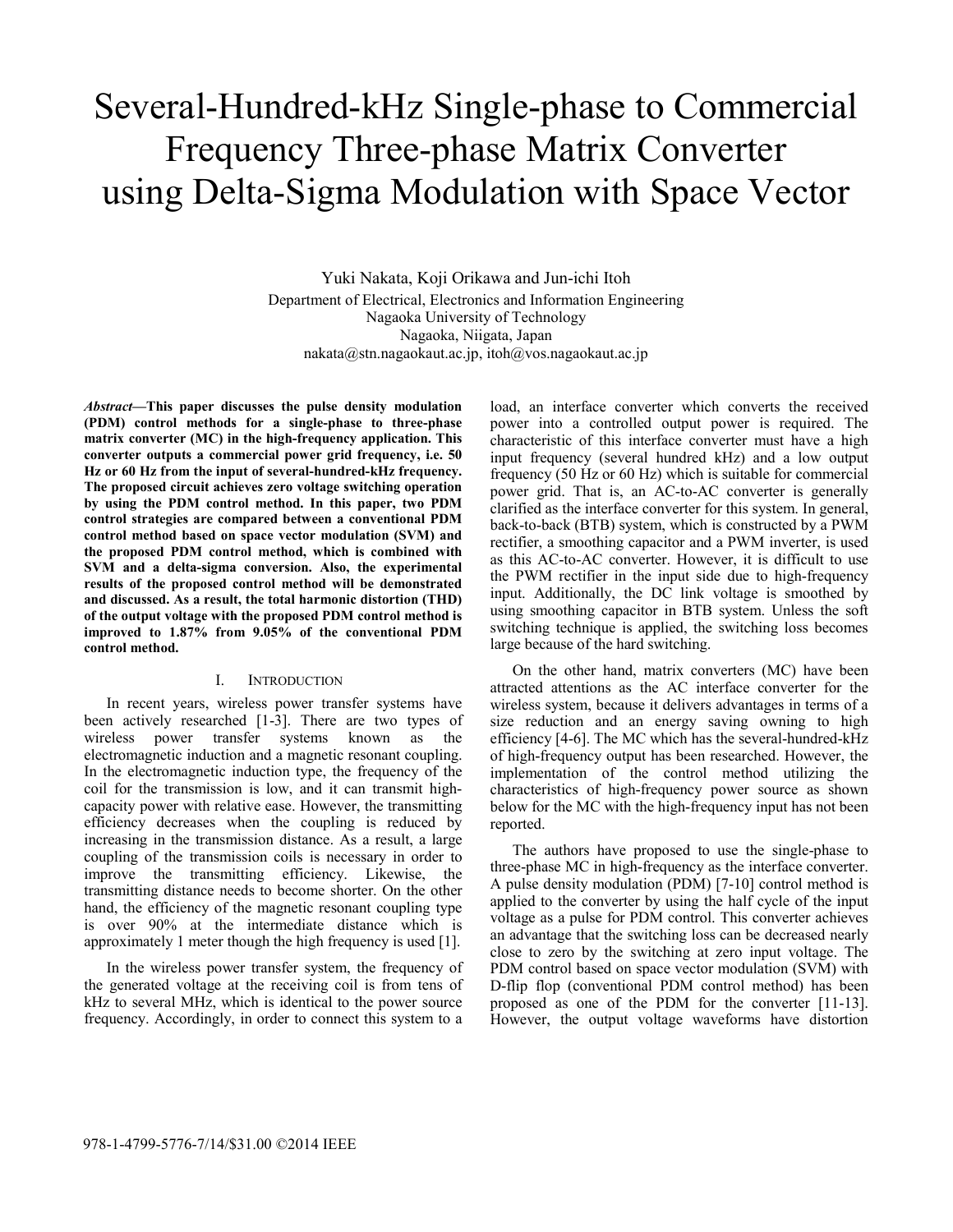# Several-Hundred-kHz Single-phase to Commercial Frequency Three-phase Matrix Converter using Delta-Sigma Modulation with Space Vector

Yuki Nakata, Koji Orikawa and Jun-ichi Itoh
Department of Electrical, Electronics and Information Engineering
Nagaoka University of Technology
Nagaoka, Niigata, Japan
nakata@stn.nagaokaut.ac.jp, itoh@vos.nagaokaut.ac.jp

***Abstract*—This paper discusses the pulse density modulation (PDM) control methods for a single-phase to three-phase matrix converter (MC) in the high-frequency application. This converter outputs a commercial power grid frequency, i.e. 50 Hz or 60 Hz from the input of several-hundred-kHz frequency. The proposed circuit achieves zero voltage switching operation by using the PDM control method. In this paper, two PDM control strategies are compared between a conventional PDM control method based on space vector modulation (SVM) and the proposed PDM control method, which is combined with SVM and a delta-sigma conversion. Also, the experimental results of the proposed control method will be demonstrated and discussed. As a result, the total harmonic distortion (THD) of the output voltage with the proposed PDM control method is improved to 1.87% from 9.05% of the conventional PDM control method.**

## I. Introduction

In recent years, wireless power transfer systems have been actively researched [1-3]. There are two types of wireless power transfer systems known as the electromagnetic induction and a magnetic resonant coupling. In the electromagnetic induction type, the frequency of the coil for the transmission is low, and it can transmit high-capacity power with relative ease. However, the transmitting efficiency decreases when the coupling is reduced by increasing in the transmission distance. As a result, a large coupling of the transmission coils is necessary in order to improve the transmitting efficiency. Likewise, the transmitting distance needs to become shorter. On the other hand, the efficiency of the magnetic resonant coupling type is over 90% at the intermediate distance which is approximately 1 meter though the high frequency is used [1].

In the wireless power transfer system, the frequency of the generated voltage at the receiving coil is from tens of kHz to several MHz, which is identical to the power source frequency. Accordingly, in order to connect this system to a load, an interface converter which converts the received power into a controlled output power is required. The characteristic of this interface converter must have a high input frequency (several hundred kHz) and a low output frequency (50 Hz or 60 Hz) which is suitable for commercial power grid. That is, an AC-to-AC converter is generally clarified as the interface converter for this system. In general, back-to-back (BTB) system, which is constructed by a PWM rectifier, a smoothing capacitor and a PWM inverter, is used as this AC-to-AC converter. However, it is difficult to use the PWM rectifier in the input side due to high-frequency input. Additionally, the DC link voltage is smoothed by using smoothing capacitor in BTB system. Unless the soft switching technique is applied, the switching loss becomes large because of the hard switching.

On the other hand, matrix converters (MC) have been attracted attentions as the AC interface converter for the wireless system, because it delivers advantages in terms of a size reduction and an energy saving owning to high efficiency [4-6]. The MC which has the several-hundred-kHz of high-frequency output has been researched. However, the implementation of the control method utilizing the characteristics of high-frequency power source as shown below for the MC with the high-frequency input has not been reported.

The authors have proposed to use the single-phase to three-phase MC in high-frequency as the interface converter. A pulse density modulation (PDM) [7-10] control method is applied to the converter by using the half cycle of the input voltage as a pulse for PDM control. This converter achieves an advantage that the switching loss can be decreased nearly close to zero by the switching at zero input voltage. The PDM control based on space vector modulation (SVM) with D-flip flop (conventional PDM control method) has been proposed as one of the PDM for the converter [11-13]. However, the output voltage waveforms have distortion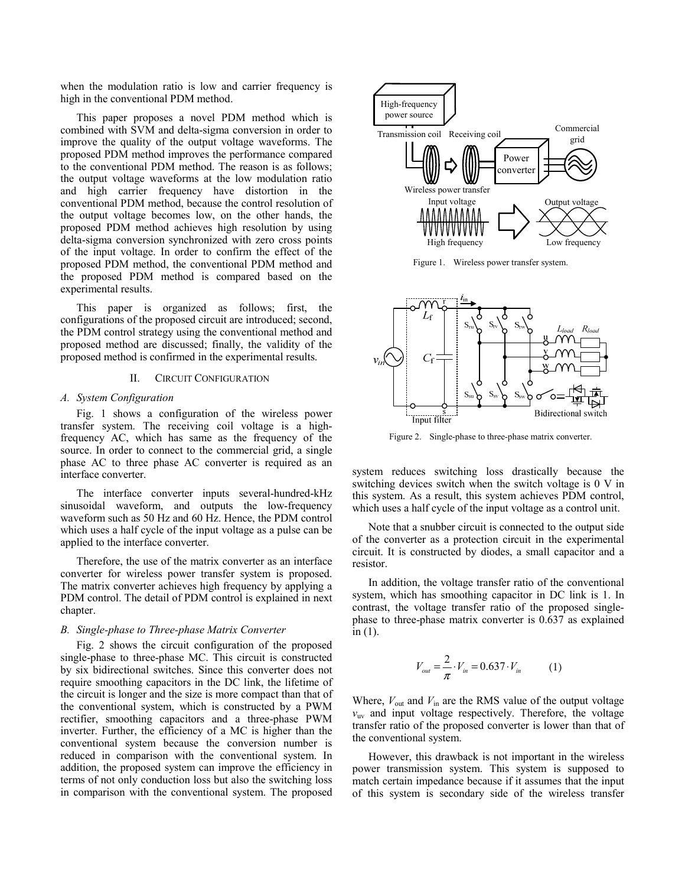when the modulation ratio is low and carrier frequency is high in the conventional PDM method.

This paper proposes a novel PDM method which is combined with SVM and delta-sigma conversion in order to improve the quality of the output voltage waveforms. The proposed PDM method improves the performance compared to the conventional PDM method. The reason is as follows; the output voltage waveforms at the low modulation ratio and high carrier frequency have distortion in the conventional PDM method, because the control resolution of the output voltage becomes low, on the other hands, the proposed PDM method achieves high resolution by using delta-sigma conversion synchronized with zero cross points of the input voltage. In order to confirm the effect of the proposed PDM method, the conventional PDM method and the proposed PDM method is compared based on the experimental results.

This paper is organized as follows; first, the configurations of the proposed circuit are introduced; second, the PDM control strategy using the conventional method and proposed method are discussed; finally, the validity of the proposed method is confirmed in the experimental results.

## II. Circuit Configuration

### A. System Configuration

Fig. 1 shows a configuration of the wireless power transfer system. The receiving coil voltage is a high-frequency AC, which has same as the frequency of the source. In order to connect to the commercial grid, a single phase AC to three phase AC converter is required as an interface converter.

The interface converter inputs several-hundred-kHz sinusoidal waveform, and outputs the low-frequency waveform such as 50 Hz and 60 Hz. Hence, the PDM control which uses a half cycle of the input voltage as a pulse can be applied to the interface converter.

Therefore, the use of the matrix converter as an interface converter for wireless power transfer system is proposed. The matrix converter achieves high frequency by applying a PDM control. The detail of PDM control is explained in next chapter.

### B. Single-phase to Three-phase Matrix Converter

Fig. 2 shows the circuit configuration of the proposed single-phase to three-phase MC. This circuit is constructed by six bidirectional switches. Since this converter does not require smoothing capacitors in the DC link, the lifetime of the circuit is longer and the size is more compact than that of the conventional system, which is constructed by a PWM rectifier, smoothing capacitors and a three-phase PWM inverter. Further, the efficiency of a MC is higher than the conventional system because the conversion number is reduced in comparison with the conventional system. In addition, the proposed system can improve the efficiency in terms of not only conduction loss but also the switching loss in comparison with the conventional system. The proposed system reduces switching loss drastically because the switching devices switch when the switch voltage is 0 V in this system. As a result, this system achieves PDM control, which uses a half cycle of the input voltage as a control unit.

Figure 1. Wireless power transfer system.

Figure 2. Single-phase to three-phase matrix converter.

Note that a snubber circuit is connected to the output side of the converter as a protection circuit in the experimental circuit. It is constructed by diodes, a small capacitor and a resistor.

In addition, the voltage transfer ratio of the conventional system, which has smoothing capacitor in DC link is 1. In contrast, the voltage transfer ratio of the proposed single-phase to three-phase matrix converter is 0.637 as explained in (1).

$$V_{out} = \frac{2}{\pi} \cdot V_{in} = 0.637 \cdot V_{in} \qquad (1)$$

Where, $V_{out}$ and $V_{in}$ are the RMS value of the output voltage $v_{uv}$ and input voltage respectively. Therefore, the voltage transfer ratio of the proposed converter is lower than that of the conventional system.

However, this drawback is not important in the wireless power transmission system. This system is supposed to match certain impedance because if it assumes that the input of this system is secondary side of the wireless transfer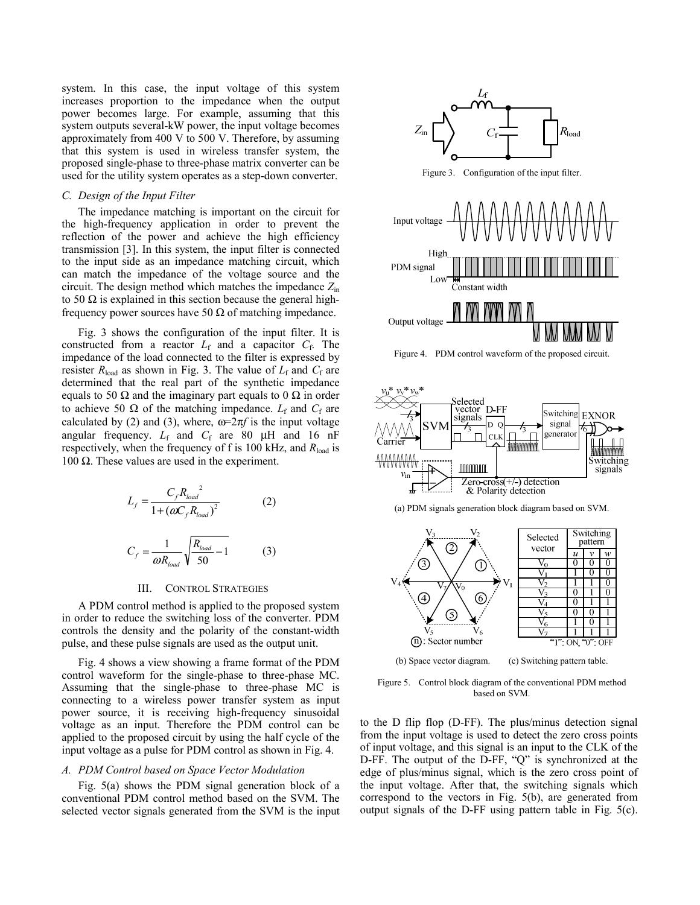system. In this case, the input voltage of this system increases proportion to the impedance when the output power becomes large. For example, assuming that this system outputs several-kW power, the input voltage becomes approximately from 400 V to 500 V. Therefore, by assuming that this system is used in wireless transfer system, the proposed single-phase to three-phase matrix converter can be used for the utility system operates as a step-down converter.

### C. Design of the Input Filter

The impedance matching is important on the circuit for the high-frequency application in order to prevent the reflection of the power and achieve the high efficiency transmission [3]. In this system, the input filter is connected to the input side as an impedance matching circuit, which can match the impedance of the voltage source and the circuit. The design method which matches the impedance $Z_{in}$ to 50 Ω is explained in this section because the general high-frequency power sources have 50 Ω of matching impedance.

Fig. 3 shows the configuration of the input filter. It is constructed from a reactor $L_f$ and a capacitor $C_f$. The impedance of the load connected to the filter is expressed by resister $R_{load}$ as shown in Fig. 3. The value of $L_f$ and $C_f$ are determined that the real part of the synthetic impedance equals to 50 Ω and the imaginary part equals to 0 Ω in order to achieve 50 Ω of the matching impedance. $L_f$ and $C_f$ are calculated by (2) and (3), where, $\omega=2\pi f$ is the input voltage angular frequency. $L_f$ and $C_f$ are 80 μH and 16 nF respectively, when the frequency of f is 100 kHz, and $R_{load}$ is 100 Ω. These values are used in the experiment.

$$L_f = \frac{C_f R_{load}^{\ 2}}{1+(\omega C_f R_{load})^2} \qquad (2)$$

$$C_f = \frac{1}{\omega R_{load}} \sqrt{\frac{R_{load}}{50} - 1} \qquad (3)$$

Figure 3. Configuration of the input filter.

Figure 4. PDM control waveform of the proposed circuit.

## III. Control Strategies

A PDM control method is applied to the proposed system in order to reduce the switching loss of the converter. PDM controls the density and the polarity of the constant-width pulse, and these pulse signals are used as the output unit.

Fig. 4 shows a view showing a frame format of the PDM control waveform for the single-phase to three-phase MC. Assuming that the single-phase to three-phase MC is connecting to a wireless power transfer system as input power source, it is receiving high-frequency sinusoidal voltage as an input. Therefore the PDM control can be applied to the proposed circuit by using the half cycle of the input voltage as a pulse for PDM control as shown in Fig. 4.

### A. PDM Control based on Space Vector Modulation

Fig. 5(a) shows the PDM signal generation block of a conventional PDM control method based on the SVM. The selected vector signals generated from the SVM is the input to the D flip flop (D-FF). The plus/minus detection signal from the input voltage is used to detect the zero cross points of input voltage, and this signal is an input to the CLK of the D-FF. The output of the D-FF, "Q" is synchronized at the edge of plus/minus signal, which is the zero cross point of the input voltage. After that, the switching signals which correspond to the vectors in Fig. 5(b), are generated from output signals of the D-FF using pattern table in Fig. 5(c).

(a) PDM signals generation block diagram based on SVM.

| Selected vector | Switching pattern $u$ | $v$ | $w$ |
|---|---|---|---|
| $V_0$ | 0 | 0 | 0 |
| $V_1$ | 1 | 0 | 0 |
| $V_2$ | 1 | 1 | 0 |
| $V_3$ | 0 | 1 | 0 |
| $V_4$ | 0 | 1 | 1 |
| $V_5$ | 0 | 0 | 1 |
| $V_6$ | 1 | 0 | 1 |
| $V_7$ | 1 | 1 | 1 |

"1": ON, "0": OFF

(b) Space vector diagram. (c) Switching pattern table.

Figure 5. Control block diagram of the conventional PDM method based on SVM.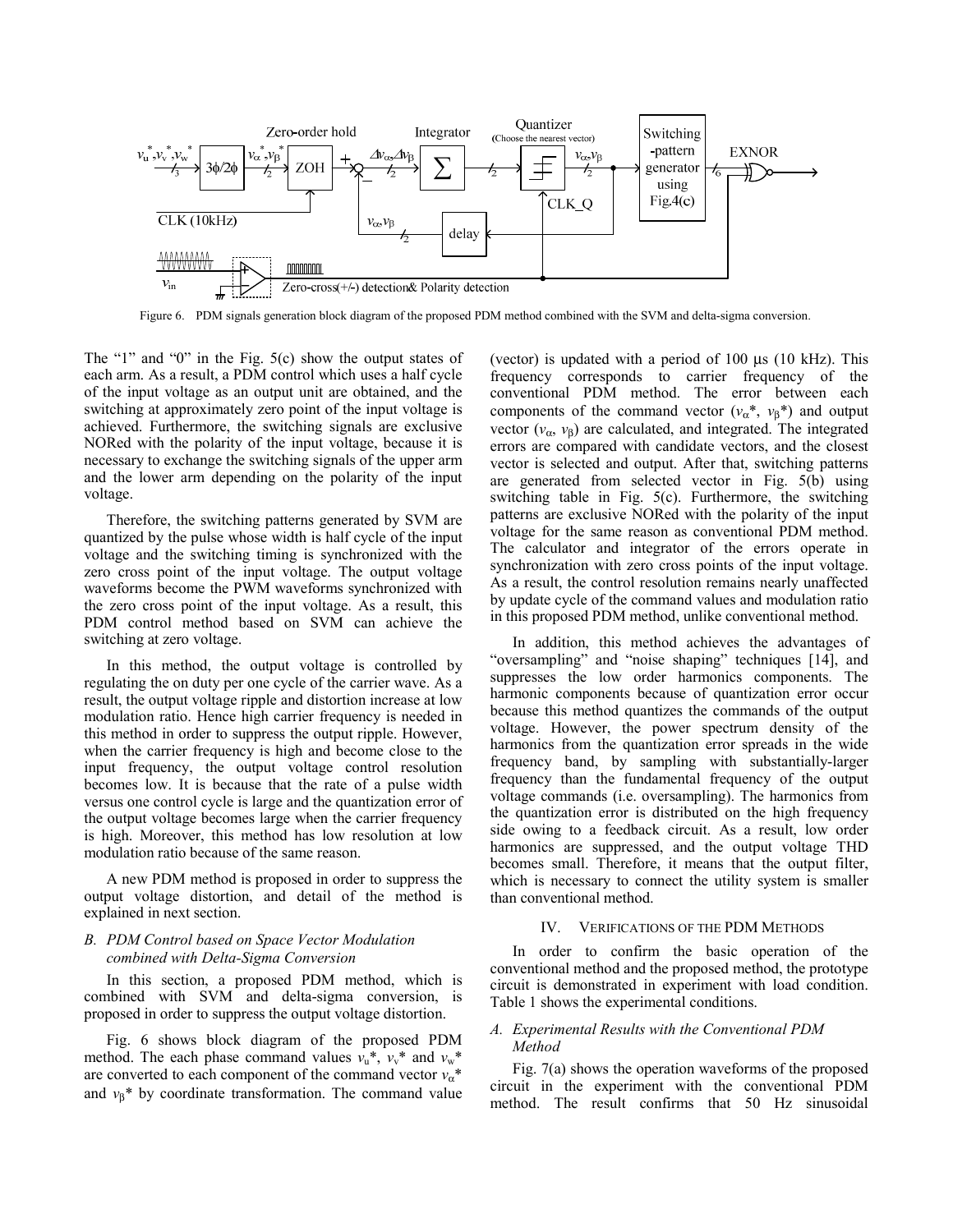Figure 6. PDM signals generation block diagram of the proposed PDM method combined with the SVM and delta-sigma conversion.

The "1" and "0" in the Fig. 5(c) show the output states of each arm. As a result, a PDM control which uses a half cycle of the input voltage as an output unit are obtained, and the switching at approximately zero point of the input voltage is achieved. Furthermore, the switching signals are exclusive NORed with the polarity of the input voltage, because it is necessary to exchange the switching signals of the upper arm and the lower arm depending on the polarity of the input voltage.

Therefore, the switching patterns generated by SVM are quantized by the pulse whose width is half cycle of the input voltage and the switching timing is synchronized with the zero cross point of the input voltage. The output voltage waveforms become the PWM waveforms synchronized with the zero cross point of the input voltage. As a result, this PDM control method based on SVM can achieve the switching at zero voltage.

In this method, the output voltage is controlled by regulating the on duty per one cycle of the carrier wave. As a result, the output voltage ripple and distortion increase at low modulation ratio. Hence high carrier frequency is needed in this method in order to suppress the output ripple. However, when the carrier frequency is high and become close to the input frequency, the output voltage control resolution becomes low. It is because that the rate of a pulse width versus one control cycle is large and the quantization error of the output voltage becomes large when the carrier frequency is high. Moreover, this method has low resolution at low modulation ratio because of the same reason.

A new PDM method is proposed in order to suppress the output voltage distortion, and detail of the method is explained in next section.

### *B. PDM Control based on Space Vector Modulation combined with Delta-Sigma Conversion*

In this section, a proposed PDM method, which is combined with SVM and delta-sigma conversion, is proposed in order to suppress the output voltage distortion.

Fig. 6 shows block diagram of the proposed PDM method. The each phase command values $v_u$\*, $v_v$\* and $v_w$\* are converted to each component of the command vector $v_\alpha$\* and $v_\beta$\* by coordinate transformation. The command value (vector) is updated with a period of 100 μs (10 kHz). This frequency corresponds to carrier frequency of the conventional PDM method. The error between each components of the command vector ($v_\alpha$\*, $v_\beta$\*) and output vector ($v_\alpha$, $v_\beta$) are calculated, and integrated. The integrated errors are compared with candidate vectors, and the closest vector is selected and output. After that, switching patterns are generated from selected vector in Fig. 5(b) using switching table in Fig. 5(c). Furthermore, the switching patterns are exclusive NORed with the polarity of the input voltage for the same reason as conventional PDM method. The calculator and integrator of the errors operate in synchronization with zero cross points of the input voltage. As a result, the control resolution remains nearly unaffected by update cycle of the command values and modulation ratio in this proposed PDM method, unlike conventional method.

In addition, this method achieves the advantages of "oversampling" and "noise shaping" techniques [14], and suppresses the low order harmonics components. The harmonic components because of quantization error occur because this method quantizes the commands of the output voltage. However, the power spectrum density of the harmonics from the quantization error spreads in the wide frequency band, by sampling with substantially-larger frequency than the fundamental frequency of the output voltage commands (i.e. oversampling). The harmonics from the quantization error is distributed on the high frequency side owing to a feedback circuit. As a result, low order harmonics are suppressed, and the output voltage THD becomes small. Therefore, it means that the output filter, which is necessary to connect the utility system is smaller than conventional method.

## IV. Verifications of the PDM Methods

In order to confirm the basic operation of the conventional method and the proposed method, the prototype circuit is demonstrated in experiment with load condition. Table 1 shows the experimental conditions.

### *A. Experimental Results with the Conventional PDM Method*

Fig. 7(a) shows the operation waveforms of the proposed circuit in the experiment with the conventional PDM method. The result confirms that 50 Hz sinusoidal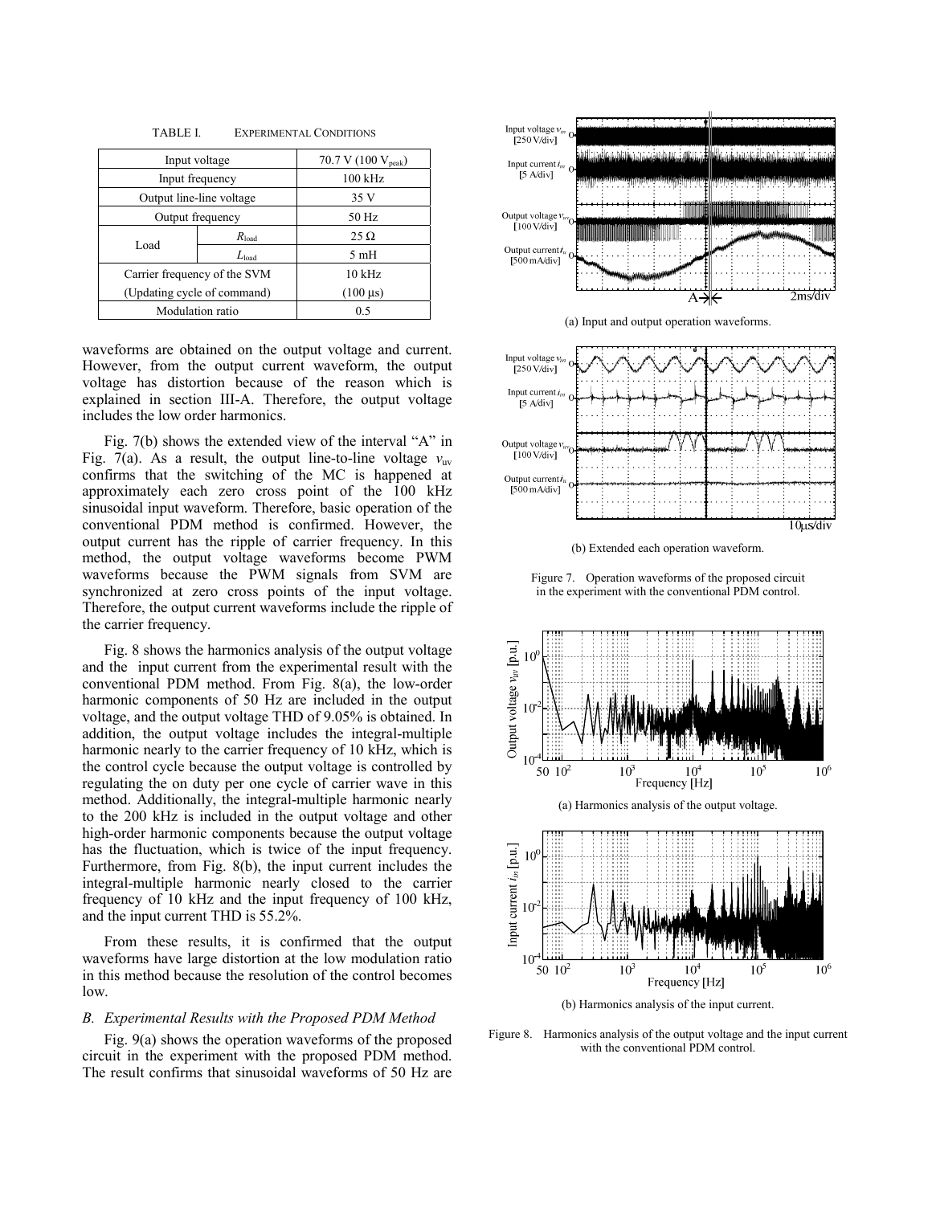TABLE I. EXPERIMENTAL CONDITIONS

| Input voltage | | 70.7 V (100 $V_{peak}$) |
|---|---|---|
| Input frequency | | 100 kHz |
| Output line-line voltage | | 35 V |
| Output frequency | | 50 Hz |
| Load | $R_{load}$ | 25 Ω |
| | $L_{load}$ | 5 mH |
| Carrier frequency of the SVM (Updating cycle of command) | | 10 kHz (100 μs) |
| Modulation ratio | | 0.5 |

waveforms are obtained on the output voltage and current. However, from the output current waveform, the output voltage has distortion because of the reason which is explained in section III-A. Therefore, the output voltage includes the low order harmonics.

Fig. 7(b) shows the extended view of the interval "A" in Fig. 7(a). As a result, the output line-to-line voltage $v_{uv}$ confirms that the switching of the MC is happened at approximately each zero cross point of the 100 kHz sinusoidal input waveform. Therefore, basic operation of the conventional PDM method is confirmed. However, the output current has the ripple of carrier frequency. In this method, the output voltage waveforms become PWM waveforms because the PWM signals from SVM are synchronized at zero cross points of the input voltage. Therefore, the output current waveforms include the ripple of the carrier frequency.

Fig. 8 shows the harmonics analysis of the output voltage and the input current from the experimental result with the conventional PDM method. From Fig. 8(a), the low-order harmonic components of 50 Hz are included in the output voltage, and the output voltage THD of 9.05% is obtained. In addition, the output voltage includes the integral-multiple harmonic nearly to the carrier frequency of 10 kHz, which is the control cycle because the output voltage is controlled by regulating the on duty per one cycle of carrier wave in this method. Additionally, the integral-multiple harmonic nearly to the 200 kHz is included in the output voltage and other high-order harmonic components because the output voltage has the fluctuation, which is twice of the input frequency. Furthermore, from Fig. 8(b), the input current includes the integral-multiple harmonic nearly closed to the carrier frequency of 10 kHz and the input frequency of 100 kHz, and the input current THD is 55.2%.

From these results, it is confirmed that the output waveforms have large distortion at the low modulation ratio in this method because the resolution of the control becomes low.

### B. Experimental Results with the Proposed PDM Method

Fig. 9(a) shows the operation waveforms of the proposed circuit in the experiment with the proposed PDM method. The result confirms that sinusoidal waveforms of 50 Hz are

(a) Input and output operation waveforms.

(b) Extended each operation waveform.

Figure 7. Operation waveforms of the proposed circuit in the experiment with the conventional PDM control.

(a) Harmonics analysis of the output voltage.

(b) Harmonics analysis of the input current.

Figure 8. Harmonics analysis of the output voltage and the input current with the conventional PDM control.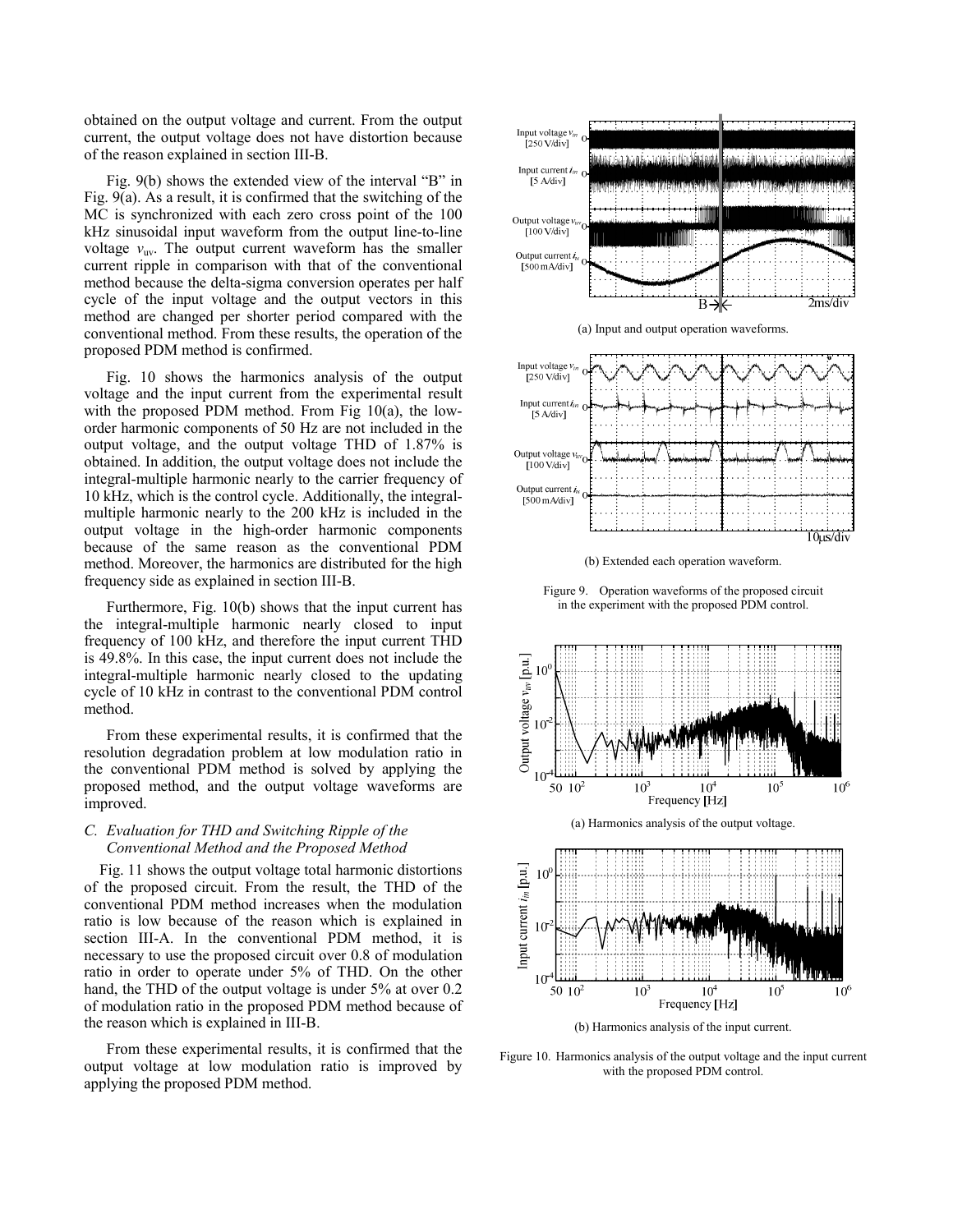obtained on the output voltage and current. From the output current, the output voltage does not have distortion because of the reason explained in section III-B.

Fig. 9(b) shows the extended view of the interval "B" in Fig. 9(a). As a result, it is confirmed that the switching of the MC is synchronized with each zero cross point of the 100 kHz sinusoidal input waveform from the output line-to-line voltage $v_{uv}$. The output current waveform has the smaller current ripple in comparison with that of the conventional method because the delta-sigma conversion operates per half cycle of the input voltage and the output vectors in this method are changed per shorter period compared with the conventional method. From these results, the operation of the proposed PDM method is confirmed.

Fig. 10 shows the harmonics analysis of the output voltage and the input current from the experimental result with the proposed PDM method. From Fig 10(a), the low-order harmonic components of 50 Hz are not included in the output voltage, and the output voltage THD of 1.87% is obtained. In addition, the output voltage does not include the integral-multiple harmonic nearly to the carrier frequency of 10 kHz, which is the control cycle. Additionally, the integral-multiple harmonic nearly to the 200 kHz is included in the output voltage in the high-order harmonic components because of the same reason as the conventional PDM method. Moreover, the harmonics are distributed for the high frequency side as explained in section III-B.

Furthermore, Fig. 10(b) shows that the input current has the integral-multiple harmonic nearly closed to input frequency of 100 kHz, and therefore the input current THD is 49.8%. In this case, the input current does not include the integral-multiple harmonic nearly closed to the updating cycle of 10 kHz in contrast to the conventional PDM control method.

From these experimental results, it is confirmed that the resolution degradation problem at low modulation ratio in the conventional PDM method is solved by applying the proposed method, and the output voltage waveforms are improved.

### *C. Evaluation for THD and Switching Ripple of the Conventional Method and the Proposed Method*

Fig. 11 shows the output voltage total harmonic distortions of the proposed circuit. From the result, the THD of the conventional PDM method increases when the modulation ratio is low because of the reason which is explained in section III-A. In the conventional PDM method, it is necessary to use the proposed circuit over 0.8 of modulation ratio in order to operate under 5% of THD. On the other hand, the THD of the output voltage is under 5% at over 0.2 of modulation ratio in the proposed PDM method because of the reason which is explained in III-B.

From these experimental results, it is confirmed that the output voltage at low modulation ratio is improved by applying the proposed PDM method.

(a) Input and output operation waveforms.

(b) Extended each operation waveform.

Figure 9. Operation waveforms of the proposed circuit in the experiment with the proposed PDM control.

(a) Harmonics analysis of the output voltage.

(b) Harmonics analysis of the input current.

Figure 10. Harmonics analysis of the output voltage and the input current with the proposed PDM control.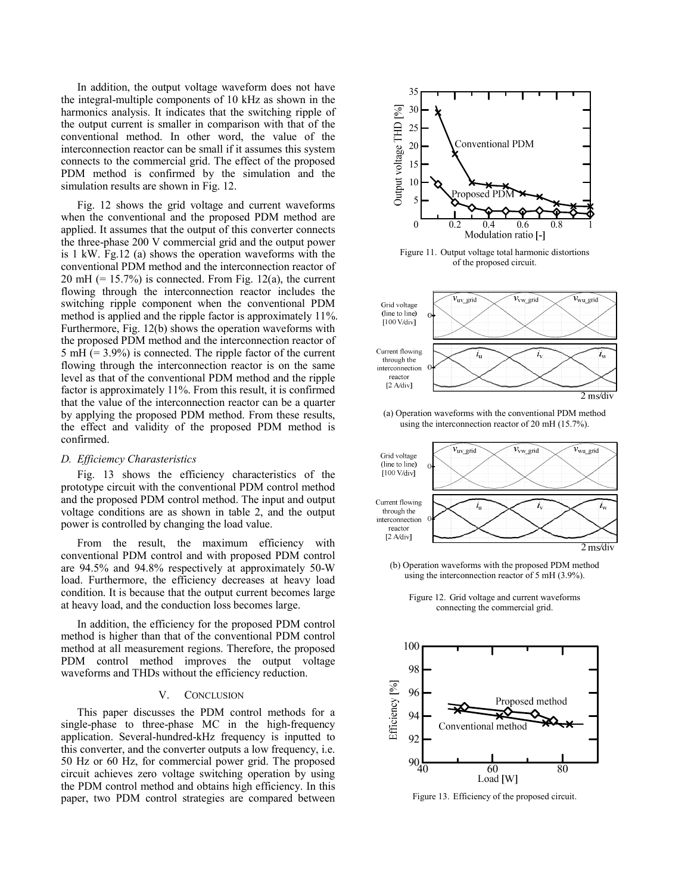In addition, the output voltage waveform does not have the integral-multiple components of 10 kHz as shown in the harmonics analysis. It indicates that the switching ripple of the output current is smaller in comparison with that of the conventional method. In other word, the value of the interconnection reactor can be small if it assumes this system connects to the commercial grid. The effect of the proposed PDM method is confirmed by the simulation and the simulation results are shown in Fig. 12.

Fig. 12 shows the grid voltage and current waveforms when the conventional and the proposed PDM method are applied. It assumes that the output of this converter connects the three-phase 200 V commercial grid and the output power is 1 kW. Fg.12 (a) shows the operation waveforms with the conventional PDM method and the interconnection reactor of 20 mH (= 15.7%) is connected. From Fig. 12(a), the current flowing through the interconnection reactor includes the switching ripple component when the conventional PDM method is applied and the ripple factor is approximately 11%. Furthermore, Fig. 12(b) shows the operation waveforms with the proposed PDM method and the interconnection reactor of 5 mH (= 3.9%) is connected. The ripple factor of the current flowing through the interconnection reactor is on the same level as that of the conventional PDM method and the ripple factor is approximately 11%. From this result, it is confirmed that the value of the interconnection reactor can be a quarter by applying the proposed PDM method. From these results, the effect and validity of the proposed PDM method is confirmed.

### D. Efficiemcy Charasteristics

Fig. 13 shows the efficiency characteristics of the prototype circuit with the conventional PDM control method and the proposed PDM control method. The input and output voltage conditions are as shown in table 2, and the output power is controlled by changing the load value.

From the result, the maximum efficiency with conventional PDM control and with proposed PDM control are 94.5% and 94.8% respectively at approximately 50-W load. Furthermore, the efficiency decreases at heavy load condition. It is because that the output current becomes large at heavy load, and the conduction loss becomes large.

In addition, the efficiency for the proposed PDM control method is higher than that of the conventional PDM control method at all measurement regions. Therefore, the proposed PDM control method improves the output voltage waveforms and THDs without the efficiency reduction.

## V. Conclusion

This paper discusses the PDM control methods for a single-phase to three-phase MC in the high-frequency application. Several-hundred-kHz frequency is inputted to this converter, and the converter outputs a low frequency, i.e. 50 Hz or 60 Hz, for commercial power grid. The proposed circuit achieves zero voltage switching operation by using the PDM control method and obtains high efficiency. In this paper, two PDM control strategies are compared between

Figure 11. Output voltage total harmonic distortions of the proposed circuit.

(a) Operation waveforms with the conventional PDM method using the interconnection reactor of 20 mH (15.7%).

(b) Operation waveforms with the proposed PDM method using the interconnection reactor of 5 mH (3.9%).

Figure 12. Grid voltage and current waveforms connecting the commercial grid.

Figure 13. Efficiency of the proposed circuit.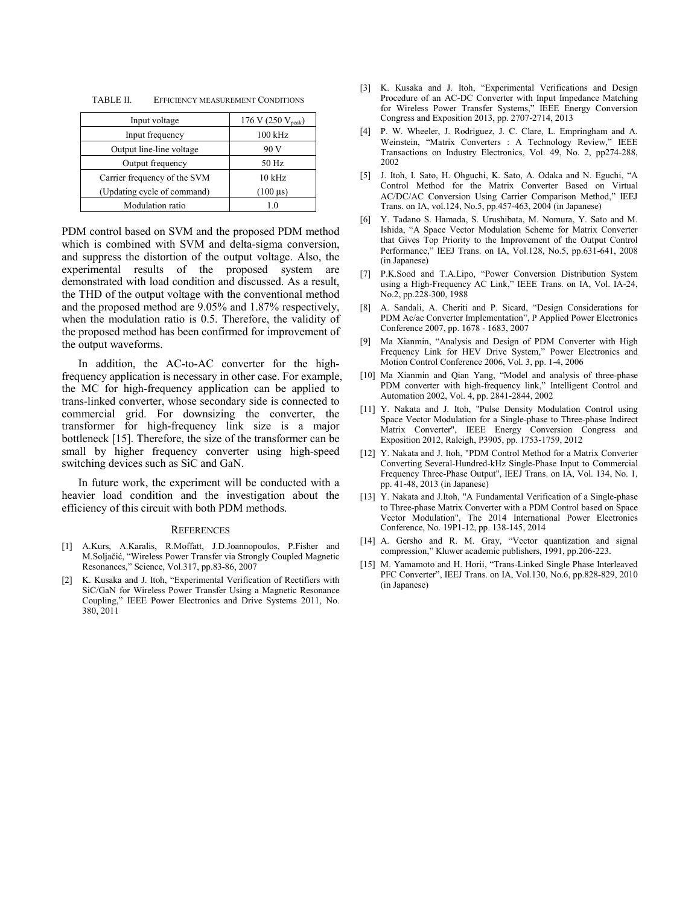TABLE II. EFFICIENCY MEASUREMENT CONDITIONS

| | |
|---|---|
| Input voltage | 176 V (250 $V_{peak}$) |
| Input frequency | 100 kHz |
| Output line-line voltage | 90 V |
| Output frequency | 50 Hz |
| Carrier frequency of the SVM (Updating cycle of command) | 10 kHz (100 μs) |
| Modulation ratio | 1.0 |

PDM control based on SVM and the proposed PDM method which is combined with SVM and delta-sigma conversion, and suppress the distortion of the output voltage. Also, the experimental results of the proposed system are demonstrated with load condition and discussed. As a result, the THD of the output voltage with the conventional method and the proposed method are 9.05% and 1.87% respectively, when the modulation ratio is 0.5. Therefore, the validity of the proposed method has been confirmed for improvement of the output waveforms.

In addition, the AC-to-AC converter for the high-frequency application is necessary in other case. For example, the MC for high-frequency application can be applied to trans-linked converter, whose secondary side is connected to commercial grid. For downsizing the converter, the transformer for high-frequency link size is a major bottleneck [15]. Therefore, the size of the transformer can be small by higher frequency converter using high-speed switching devices such as SiC and GaN.

In future work, the experiment will be conducted with a heavier load condition and the investigation about the efficiency of this circuit with both PDM methods.

## REFERENCES

[1] A.Kurs, A.Karalis, R.Moffatt, J.D.Joannopoulos, P.Fisher and M.Soljačić, "Wireless Power Transfer via Strongly Coupled Magnetic Resonances," Science, Vol.317, pp.83-86, 2007

[2] K. Kusaka and J. Itoh, "Experimental Verification of Rectifiers with SiC/GaN for Wireless Power Transfer Using a Magnetic Resonance Coupling," IEEE Power Electronics and Drive Systems 2011, No. 380, 2011

[3] K. Kusaka and J. Itoh, "Experimental Verifications and Design Procedure of an AC-DC Converter with Input Impedance Matching for Wireless Power Transfer Systems," IEEE Energy Conversion Congress and Exposition 2013, pp. 2707-2714, 2013

[4] P. W. Wheeler, J. Rodriguez, J. C. Clare, L. Empringham and A. Weinstein, "Matrix Converters : A Technology Review," IEEE Transactions on Industry Electronics, Vol. 49, No. 2, pp274-288, 2002

[5] J. Itoh, I. Sato, H. Ohguchi, K. Sato, A. Odaka and N. Eguchi, "A Control Method for the Matrix Converter Based on Virtual AC/DC/AC Conversion Using Carrier Comparison Method," IEEJ Trans. on IA, vol.124, No.5, pp.457-463, 2004 (in Japanese)

[6] Y. Tadano S. Hamada, S. Urushibata, M. Nomura, Y. Sato and M. Ishida, "A Space Vector Modulation Scheme for Matrix Converter that Gives Top Priority to the Improvement of the Output Control Performance," IEEJ Trans. on IA, Vol.128, No.5, pp.631-641, 2008 (in Japanese)

[7] P.K.Sood and T.A.Lipo, "Power Conversion Distribution System using a High-Frequency AC Link," IEEE Trans. on IA, Vol. IA-24, No.2, pp.228-300, 1988

[8] A. Sandali, A. Cheriti and P. Sicard, "Design Considerations for PDM Ac/ac Converter Implementation", P Applied Power Electronics Conference 2007, pp. 1678 - 1683, 2007

[9] Ma Xianmin, "Analysis and Design of PDM Converter with High Frequency Link for HEV Drive System," Power Electronics and Motion Control Conference 2006, Vol. 3, pp. 1-4, 2006

[10] Ma Xianmin and Qian Yang, "Model and analysis of three-phase PDM converter with high-frequency link," Intelligent Control and Automation 2002, Vol. 4, pp. 2841-2844, 2002

[11] Y. Nakata and J. Itoh, "Pulse Density Modulation Control using Space Vector Modulation for a Single-phase to Three-phase Indirect Matrix Converter", IEEE Energy Conversion Congress and Exposition 2012, Raleigh, P3905, pp. 1753-1759, 2012

[12] Y. Nakata and J. Itoh, "PDM Control Method for a Matrix Converter Converting Several-Hundred-kHz Single-Phase Input to Commercial Frequency Three-Phase Output", IEEJ Trans. on IA, Vol. 134, No. 1, pp. 41-48, 2013 (in Japanese)

[13] Y. Nakata and J.Itoh, "A Fundamental Verification of a Single-phase to Three-phase Matrix Converter with a PDM Control based on Space Vector Modulation", The 2014 International Power Electronics Conference, No. 19P1-12, pp. 138-145, 2014

[14] A. Gersho and R. M. Gray, "Vector quantization and signal compression," Kluwer academic publishers, 1991, pp.206-223.

[15] M. Yamamoto and H. Horii, "Trans-Linked Single Phase Interleaved PFC Converter", IEEJ Trans. on IA, Vol.130, No.6, pp.828-829, 2010 (in Japanese)